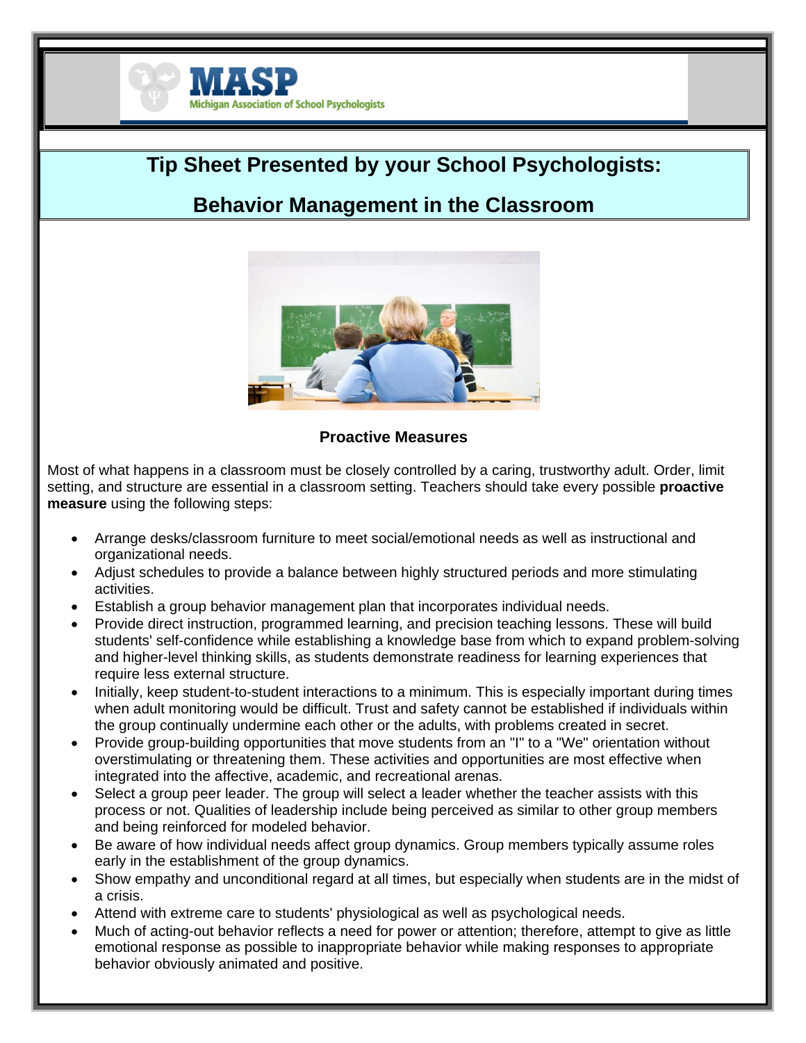MASP

Michigan Association of School Psychologists

# Tip Sheet Presented by your School Psychologists:

# Behavior Management in the Classroom

## Proactive Measures

Most of what happens in a classroom must be closely controlled by a caring, trustworthy adult. Order, limit setting, and structure are essential in a classroom setting. Teachers should take every possible **proactive measure** using the following steps:

- Arrange desks/classroom furniture to meet social/emotional needs as well as instructional and organizational needs.
- Adjust schedules to provide a balance between highly structured periods and more stimulating activities.
- Establish a group behavior management plan that incorporates individual needs.
- Provide direct instruction, programmed learning, and precision teaching lessons. These will build students' self-confidence while establishing a knowledge base from which to expand problem-solving and higher-level thinking skills, as students demonstrate readiness for learning experiences that require less external structure.
- Initially, keep student-to-student interactions to a minimum. This is especially important during times when adult monitoring would be difficult. Trust and safety cannot be established if individuals within the group continually undermine each other or the adults, with problems created in secret.
- Provide group-building opportunities that move students from an "I" to a "We" orientation without overstimulating or threatening them. These activities and opportunities are most effective when integrated into the affective, academic, and recreational arenas.
- Select a group peer leader. The group will select a leader whether the teacher assists with this process or not. Qualities of leadership include being perceived as similar to other group members and being reinforced for modeled behavior.
- Be aware of how individual needs affect group dynamics. Group members typically assume roles early in the establishment of the group dynamics.
- Show empathy and unconditional regard at all times, but especially when students are in the midst of a crisis.
- Attend with extreme care to students' physiological as well as psychological needs.
- Much of acting-out behavior reflects a need for power or attention; therefore, attempt to give as little emotional response as possible to inappropriate behavior while making responses to appropriate behavior obviously animated and positive.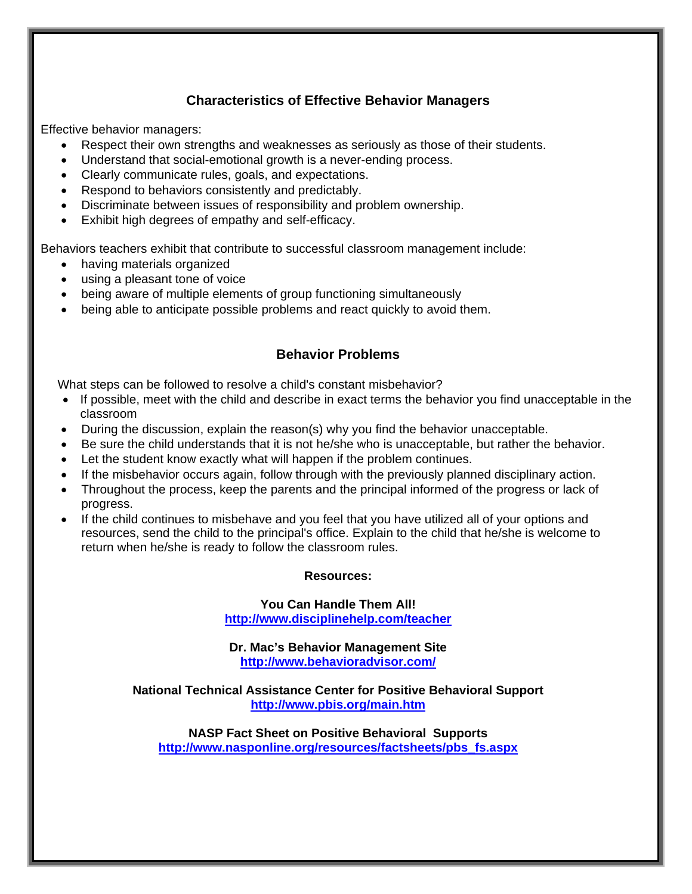## Characteristics of Effective Behavior Managers

Effective behavior managers:

- Respect their own strengths and weaknesses as seriously as those of their students.
- Understand that social-emotional growth is a never-ending process.
- Clearly communicate rules, goals, and expectations.
- Respond to behaviors consistently and predictably.
- Discriminate between issues of responsibility and problem ownership.
- Exhibit high degrees of empathy and self-efficacy.

Behaviors teachers exhibit that contribute to successful classroom management include:

- having materials organized
- using a pleasant tone of voice
- being aware of multiple elements of group functioning simultaneously
- being able to anticipate possible problems and react quickly to avoid them.

## Behavior Problems

What steps can be followed to resolve a child's constant misbehavior?

- If possible, meet with the child and describe in exact terms the behavior you find unacceptable in the classroom
- During the discussion, explain the reason(s) why you find the behavior unacceptable.
- Be sure the child understands that it is not he/she who is unacceptable, but rather the behavior.
- Let the student know exactly what will happen if the problem continues.
- If the misbehavior occurs again, follow through with the previously planned disciplinary action.
- Throughout the process, keep the parents and the principal informed of the progress or lack of progress.
- If the child continues to misbehave and you feel that you have utilized all of your options and resources, send the child to the principal's office. Explain to the child that he/she is welcome to return when he/she is ready to follow the classroom rules.

**Resources:**

**You Can Handle Them All!**
**http://www.disciplinehelp.com/teacher**

**Dr. Mac's Behavior Management Site**
**http://www.behavioradvisor.com/**

**National Technical Assistance Center for Positive Behavioral Support**
**http://www.pbis.org/main.htm**

**NASP Fact Sheet on Positive Behavioral Supports**
**http://www.nasponline.org/resources/factsheets/pbs_fs.aspx**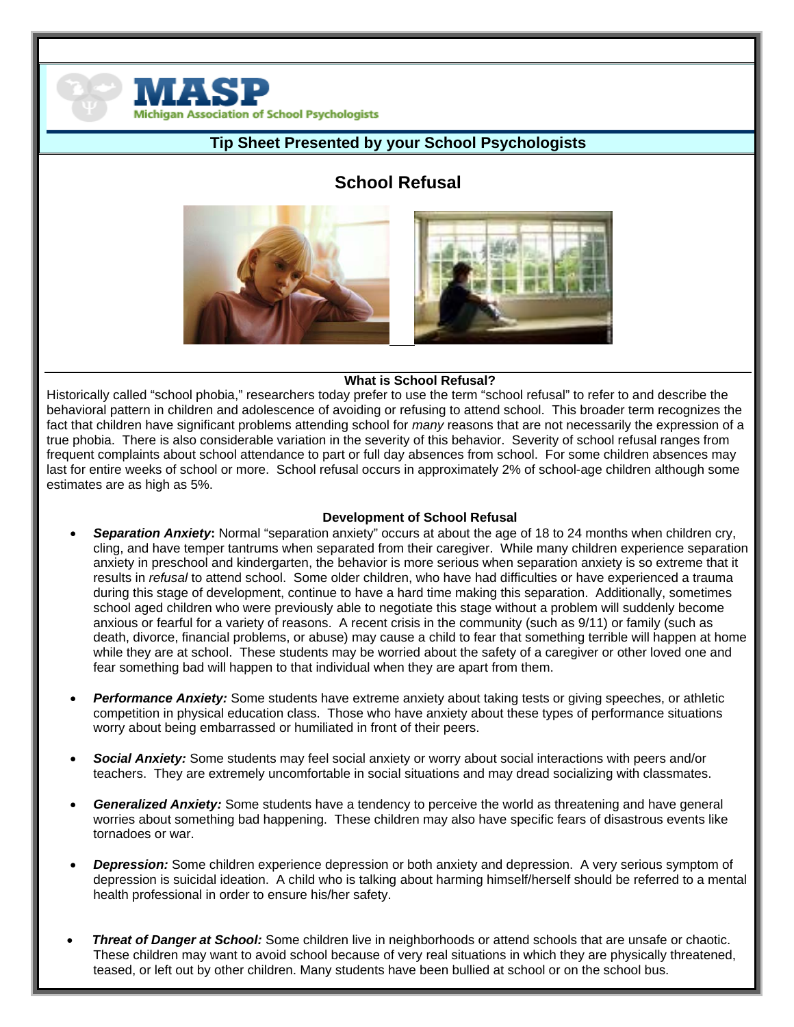**MASP**
**Michigan Association of School Psychologists**

## Tip Sheet Presented by your School Psychologists

# School Refusal

### What is School Refusal?

Historically called "school phobia," researchers today prefer to use the term "school refusal" to refer to and describe the behavioral pattern in children and adolescence of avoiding or refusing to attend school. This broader term recognizes the fact that children have significant problems attending school for *many* reasons that are not necessarily the expression of a true phobia. There is also considerable variation in the severity of this behavior. Severity of school refusal ranges from frequent complaints about school attendance to part or full day absences from school. For some children absences may last for entire weeks of school or more. School refusal occurs in approximately 2% of school-age children although some estimates are as high as 5%.

### Development of School Refusal

- ***Separation Anxiety*:** Normal "separation anxiety" occurs at about the age of 18 to 24 months when children cry, cling, and have temper tantrums when separated from their caregiver. While many children experience separation anxiety in preschool and kindergarten, the behavior is more serious when separation anxiety is so extreme that it results in *refusal* to attend school. Some older children, who have had difficulties or have experienced a trauma during this stage of development, continue to have a hard time making this separation. Additionally, sometimes school aged children who were previously able to negotiate this stage without a problem will suddenly become anxious or fearful for a variety of reasons. A recent crisis in the community (such as 9/11) or family (such as death, divorce, financial problems, or abuse) may cause a child to fear that something terrible will happen at home while they are at school. These students may be worried about the safety of a caregiver or other loved one and fear something bad will happen to that individual when they are apart from them.

- ***Performance Anxiety:*** Some students have extreme anxiety about taking tests or giving speeches, or athletic competition in physical education class. Those who have anxiety about these types of performance situations worry about being embarrassed or humiliated in front of their peers.

- ***Social Anxiety:*** Some students may feel social anxiety or worry about social interactions with peers and/or teachers. They are extremely uncomfortable in social situations and may dread socializing with classmates.

- ***Generalized Anxiety:*** Some students have a tendency to perceive the world as threatening and have general worries about something bad happening. These children may also have specific fears of disastrous events like tornadoes or war.

- ***Depression:*** Some children experience depression or both anxiety and depression. A very serious symptom of depression is suicidal ideation. A child who is talking about harming himself/herself should be referred to a mental health professional in order to ensure his/her safety.

- ***Threat of Danger at School:*** Some children live in neighborhoods or attend schools that are unsafe or chaotic. These children may want to avoid school because of very real situations in which they are physically threatened, teased, or left out by other children. Many students have been bullied at school or on the school bus.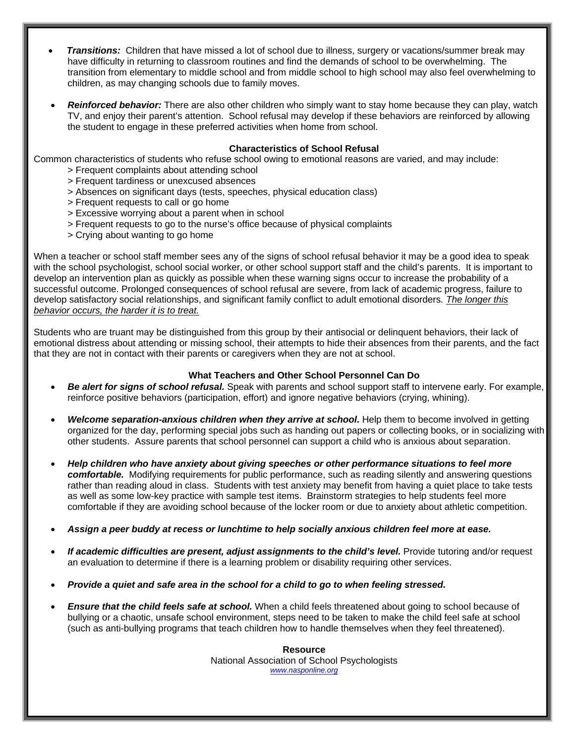- ***Transitions:*** Children that have missed a lot of school due to illness, surgery or vacations/summer break may have difficulty in returning to classroom routines and find the demands of school to be overwhelming. The transition from elementary to middle school and from middle school to high school may also feel overwhelming to children, as may changing schools due to family moves.

- ***Reinforced behavior:*** There are also other children who simply want to stay home because they can play, watch TV, and enjoy their parent's attention. School refusal may develop if these behaviors are reinforced by allowing the student to engage in these preferred activities when home from school.

### Characteristics of School Refusal

Common characteristics of students who refuse school owing to emotional reasons are varied, and may include:

> Frequent complaints about attending school
> Frequent tardiness or unexcused absences
> Absences on significant days (tests, speeches, physical education class)
> Frequent requests to call or go home
> Excessive worrying about a parent when in school
> Frequent requests to go to the nurse's office because of physical complaints
> Crying about wanting to go home

When a teacher or school staff member sees any of the signs of school refusal behavior it may be a good idea to speak with the school psychologist, school social worker, or other school support staff and the child's parents. It is important to develop an intervention plan as quickly as possible when these warning signs occur to increase the probability of a successful outcome. Prolonged consequences of school refusal are severe, from lack of academic progress, failure to develop satisfactory social relationships, and significant family conflict to adult emotional disorders. *The longer this behavior occurs, the harder it is to treat.*

Students who are truant may be distinguished from this group by their antisocial or delinquent behaviors, their lack of emotional distress about attending or missing school, their attempts to hide their absences from their parents, and the fact that they are not in contact with their parents or caregivers when they are not at school.

### What Teachers and Other School Personnel Can Do

- ***Be alert for signs of school refusal.*** Speak with parents and school support staff to intervene early. For example, reinforce positive behaviors (participation, effort) and ignore negative behaviors (crying, whining).

- ***Welcome separation-anxious children when they arrive at school.*** Help them to become involved in getting organized for the day, performing special jobs such as handing out papers or collecting books, or in socializing with other students. Assure parents that school personnel can support a child who is anxious about separation.

- ***Help children who have anxiety about giving speeches or other performance situations to feel more comfortable.*** Modifying requirements for public performance, such as reading silently and answering questions rather than reading aloud in class. Students with test anxiety may benefit from having a quiet place to take tests as well as some low-key practice with sample test items. Brainstorm strategies to help students feel more comfortable if they are avoiding school because of the locker room or due to anxiety about athletic competition.

- ***Assign a peer buddy at recess or lunchtime to help socially anxious children feel more at ease.***

- ***If academic difficulties are present, adjust assignments to the child's level.*** Provide tutoring and/or request an evaluation to determine if there is a learning problem or disability requiring other services.

- ***Provide a quiet and safe area in the school for a child to go to when feeling stressed.***

- ***Ensure that the child feels safe at school.*** When a child feels threatened about going to school because of bullying or a chaotic, unsafe school environment, steps need to be taken to make the child feel safe at school (such as anti-bullying programs that teach children how to handle themselves when they feel threatened).

**Resource**
National Association of School Psychologists
*www.nasponline.org*